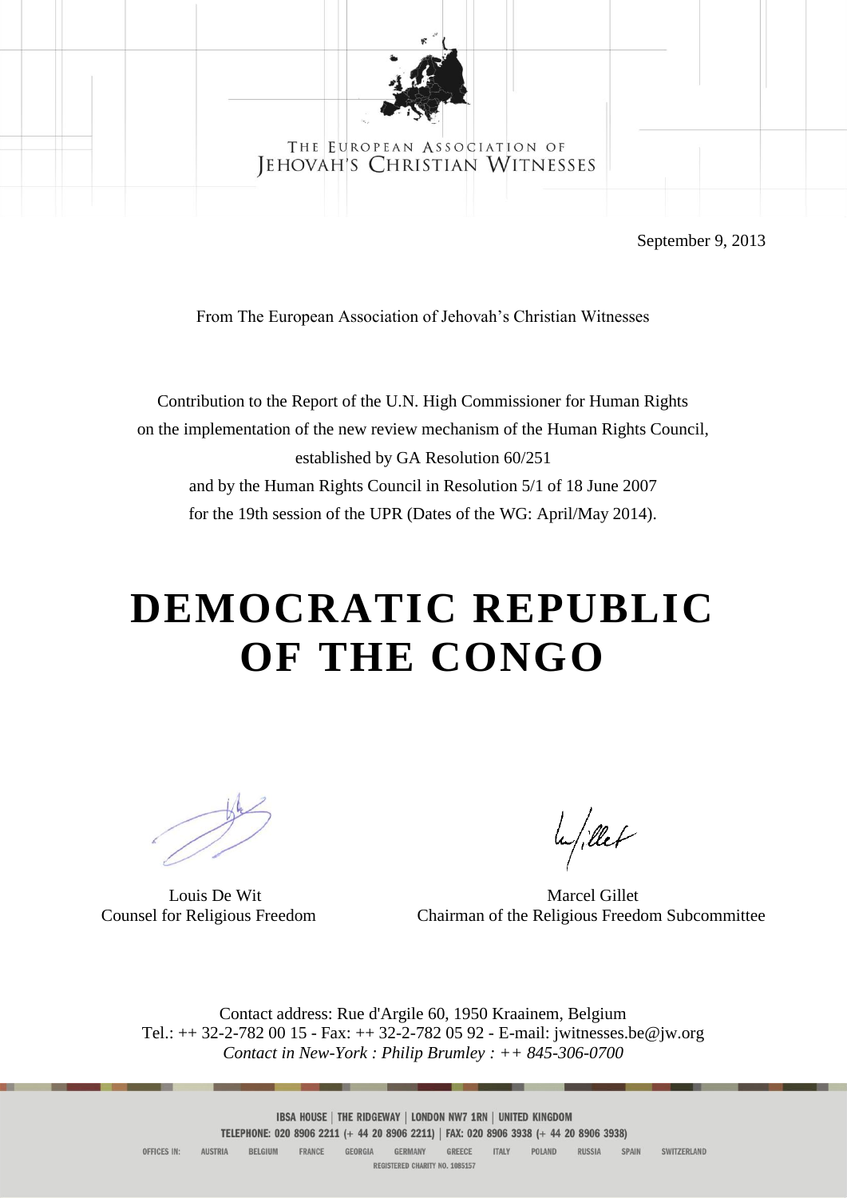THE EUROPEAN ASSOCIATION OF
JEHOVAH'S CHRISTIAN WITNESSES

September 9, 2013

From The European Association of Jehovah's Christian Witnesses

Contribution to the Report of the U.N. High Commissioner for Human Rights
on the implementation of the new review mechanism of the Human Rights Council,
established by GA Resolution 60/251
and by the Human Rights Council in Resolution 5/1 of 18 June 2007
for the 19th session of the UPR (Dates of the WG: April/May 2014).

# DEMOCRATIC REPUBLIC OF THE CONGO

Louis De Wit
Counsel for Religious Freedom

Marcel Gillet
Chairman of the Religious Freedom Subcommittee

Contact address: Rue d'Argile 60, 1950 Kraainem, Belgium
Tel.: ++ 32-2-782 00 15 - Fax: ++ 32-2-782 05 92 - E-mail: jwitnesses.be@jw.org
*Contact in New-York : Philip Brumley : ++ 845-306-0700*

IBSA HOUSE | THE RIDGEWAY | LONDON NW7 1RN | UNITED KINGDOM
TELEPHONE: 020 8906 2211 (+ 44 20 8906 2211) | FAX: 020 8906 3938 (+ 44 20 8906 3938)
OFFICES IN: AUSTRIA BELGIUM FRANCE GEORGIA GERMANY GREECE ITALY POLAND RUSSIA SPAIN SWITZERLAND
REGISTERED CHARITY NO. 1085157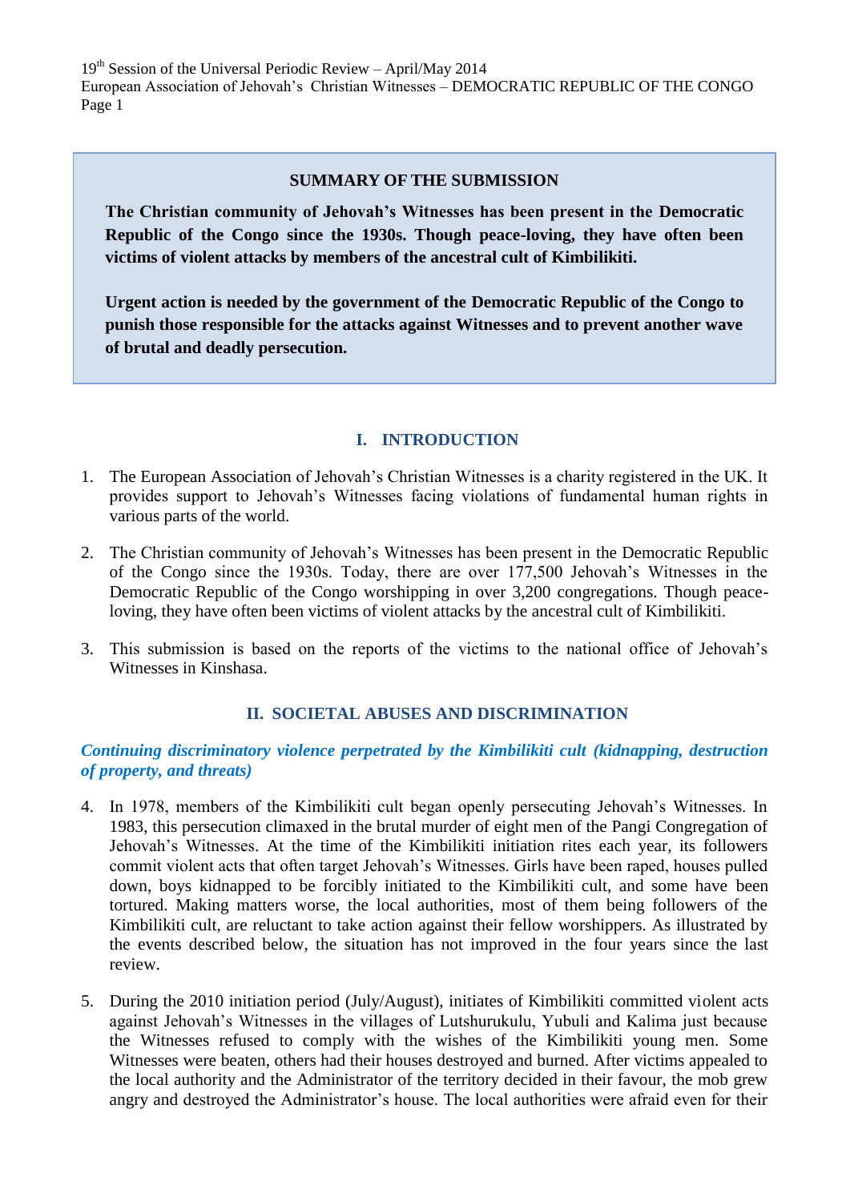**SUMMARY OF THE SUBMISSION**

**The Christian community of Jehovah's Witnesses has been present in the Democratic Republic of the Congo since the 1930s. Though peace-loving, they have often been victims of violent attacks by members of the ancestral cult of Kimbilikiti.**

**Urgent action is needed by the government of the Democratic Republic of the Congo to punish those responsible for the attacks against Witnesses and to prevent another wave of brutal and deadly persecution.**

## I. INTRODUCTION

1. The European Association of Jehovah's Christian Witnesses is a charity registered in the UK. It provides support to Jehovah's Witnesses facing violations of fundamental human rights in various parts of the world.

2. The Christian community of Jehovah's Witnesses has been present in the Democratic Republic of the Congo since the 1930s. Today, there are over 177,500 Jehovah's Witnesses in the Democratic Republic of the Congo worshipping in over 3,200 congregations. Though peace-loving, they have often been victims of violent attacks by the ancestral cult of Kimbilikiti.

3. This submission is based on the reports of the victims to the national office of Jehovah's Witnesses in Kinshasa.

## II. SOCIETAL ABUSES AND DISCRIMINATION

### *Continuing discriminatory violence perpetrated by the Kimbilikiti cult (kidnapping, destruction of property, and threats)*

4. In 1978, members of the Kimbilikiti cult began openly persecuting Jehovah's Witnesses. In 1983, this persecution climaxed in the brutal murder of eight men of the Pangi Congregation of Jehovah's Witnesses. At the time of the Kimbilikiti initiation rites each year, its followers commit violent acts that often target Jehovah's Witnesses. Girls have been raped, houses pulled down, boys kidnapped to be forcibly initiated to the Kimbilikiti cult, and some have been tortured. Making matters worse, the local authorities, most of them being followers of the Kimbilikiti cult, are reluctant to take action against their fellow worshippers. As illustrated by the events described below, the situation has not improved in the four years since the last review.

5. During the 2010 initiation period (July/August), initiates of Kimbilikiti committed violent acts against Jehovah's Witnesses in the villages of Lutshurukulu, Yubuli and Kalima just because the Witnesses refused to comply with the wishes of the Kimbilikiti young men. Some Witnesses were beaten, others had their houses destroyed and burned. After victims appealed to the local authority and the Administrator of the territory decided in their favour, the mob grew angry and destroyed the Administrator's house. The local authorities were afraid even for their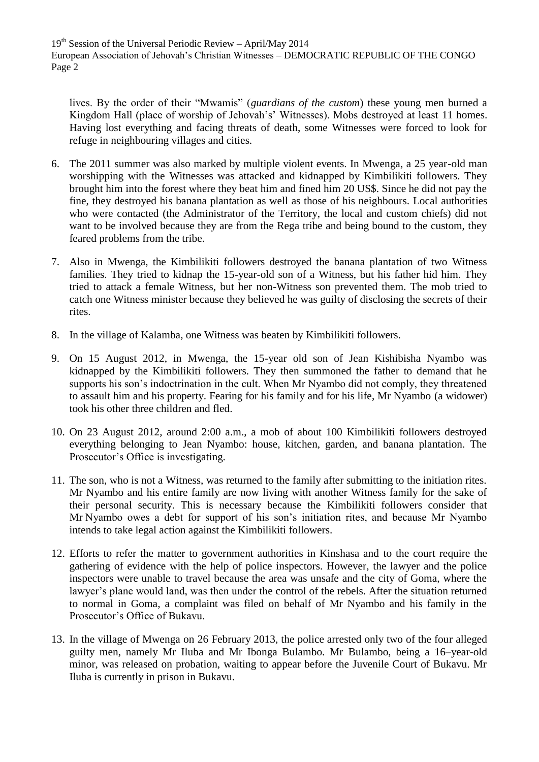lives. By the order of their "Mwamis" (*guardians of the custom*) these young men burned a Kingdom Hall (place of worship of Jehovah's' Witnesses). Mobs destroyed at least 11 homes. Having lost everything and facing threats of death, some Witnesses were forced to look for refuge in neighbouring villages and cities.

6. The 2011 summer was also marked by multiple violent events. In Mwenga, a 25 year-old man worshipping with the Witnesses was attacked and kidnapped by Kimbilikiti followers. They brought him into the forest where they beat him and fined him 20 US$. Since he did not pay the fine, they destroyed his banana plantation as well as those of his neighbours. Local authorities who were contacted (the Administrator of the Territory, the local and custom chiefs) did not want to be involved because they are from the Rega tribe and being bound to the custom, they feared problems from the tribe.

7. Also in Mwenga, the Kimbilikiti followers destroyed the banana plantation of two Witness families. They tried to kidnap the 15-year-old son of a Witness, but his father hid him. They tried to attack a female Witness, but her non-Witness son prevented them. The mob tried to catch one Witness minister because they believed he was guilty of disclosing the secrets of their rites.

8. In the village of Kalamba, one Witness was beaten by Kimbilikiti followers.

9. On 15 August 2012, in Mwenga, the 15-year old son of Jean Kishibisha Nyambo was kidnapped by the Kimbilikiti followers. They then summoned the father to demand that he supports his son's indoctrination in the cult. When Mr Nyambo did not comply, they threatened to assault him and his property. Fearing for his family and for his life, Mr Nyambo (a widower) took his other three children and fled.

10. On 23 August 2012, around 2:00 a.m., a mob of about 100 Kimbilikiti followers destroyed everything belonging to Jean Nyambo: house, kitchen, garden, and banana plantation. The Prosecutor's Office is investigating.

11. The son, who is not a Witness, was returned to the family after submitting to the initiation rites. Mr Nyambo and his entire family are now living with another Witness family for the sake of their personal security. This is necessary because the Kimbilikiti followers consider that Mr Nyambo owes a debt for support of his son's initiation rites, and because Mr Nyambo intends to take legal action against the Kimbilikiti followers.

12. Efforts to refer the matter to government authorities in Kinshasa and to the court require the gathering of evidence with the help of police inspectors. However, the lawyer and the police inspectors were unable to travel because the area was unsafe and the city of Goma, where the lawyer's plane would land, was then under the control of the rebels. After the situation returned to normal in Goma, a complaint was filed on behalf of Mr Nyambo and his family in the Prosecutor's Office of Bukavu.

13. In the village of Mwenga on 26 February 2013, the police arrested only two of the four alleged guilty men, namely Mr Iluba and Mr Ibonga Bulambo. Mr Bulambo, being a 16–year-old minor, was released on probation, waiting to appear before the Juvenile Court of Bukavu. Mr Iluba is currently in prison in Bukavu.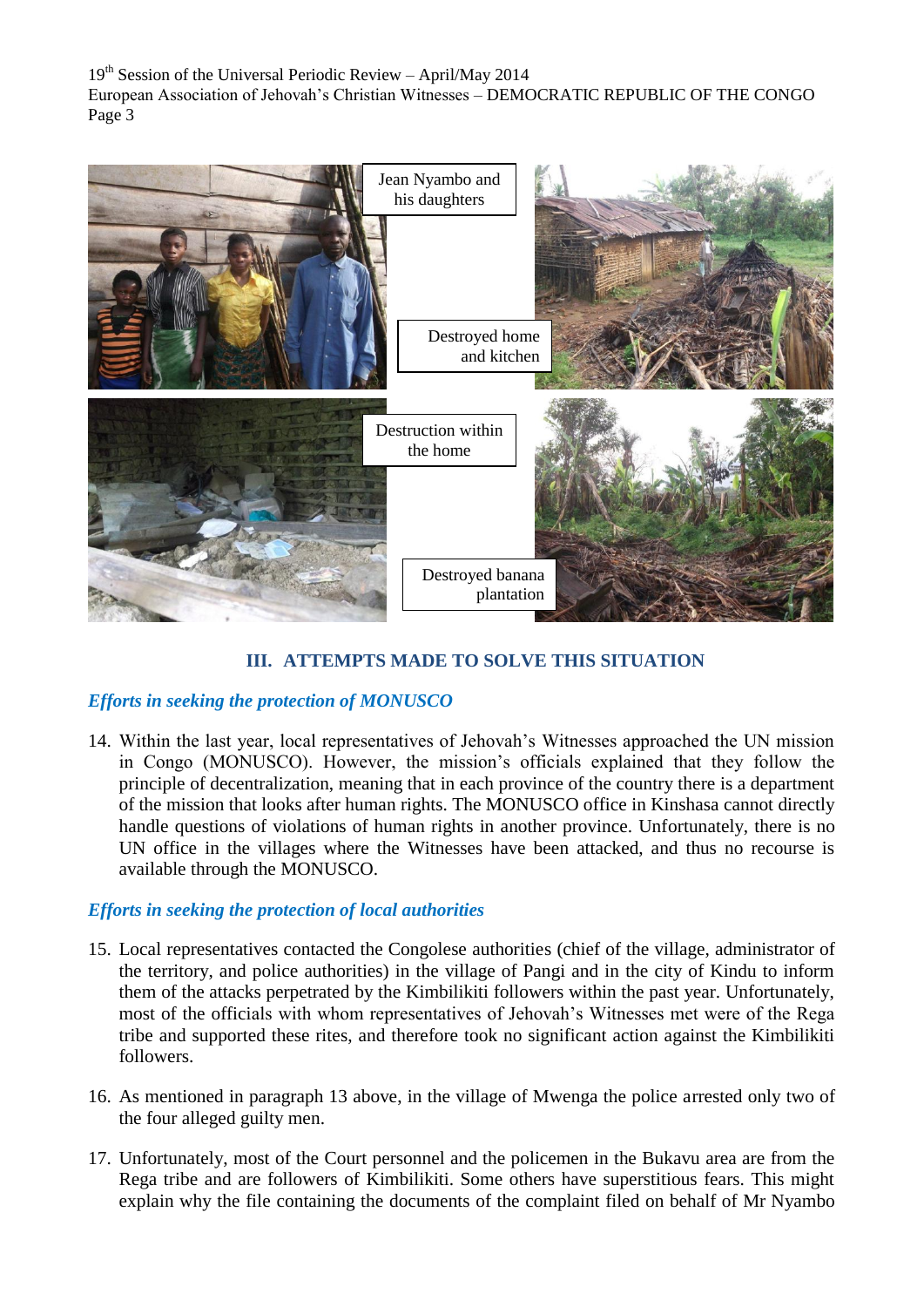Jean Nyambo and his daughters

Destroyed home and kitchen

Destruction within the home

Destroyed banana plantation

## III. ATTEMPTS MADE TO SOLVE THIS SITUATION

### *Efforts in seeking the protection of MONUSCO*

14. Within the last year, local representatives of Jehovah's Witnesses approached the UN mission in Congo (MONUSCO). However, the mission's officials explained that they follow the principle of decentralization, meaning that in each province of the country there is a department of the mission that looks after human rights. The MONUSCO office in Kinshasa cannot directly handle questions of violations of human rights in another province. Unfortunately, there is no UN office in the villages where the Witnesses have been attacked, and thus no recourse is available through the MONUSCO.

### *Efforts in seeking the protection of local authorities*

15. Local representatives contacted the Congolese authorities (chief of the village, administrator of the territory, and police authorities) in the village of Pangi and in the city of Kindu to inform them of the attacks perpetrated by the Kimbilikiti followers within the past year. Unfortunately, most of the officials with whom representatives of Jehovah's Witnesses met were of the Rega tribe and supported these rites, and therefore took no significant action against the Kimbilikiti followers.

16. As mentioned in paragraph 13 above, in the village of Mwenga the police arrested only two of the four alleged guilty men.

17. Unfortunately, most of the Court personnel and the policemen in the Bukavu area are from the Rega tribe and are followers of Kimbilikiti. Some others have superstitious fears. This might explain why the file containing the documents of the complaint filed on behalf of Mr Nyambo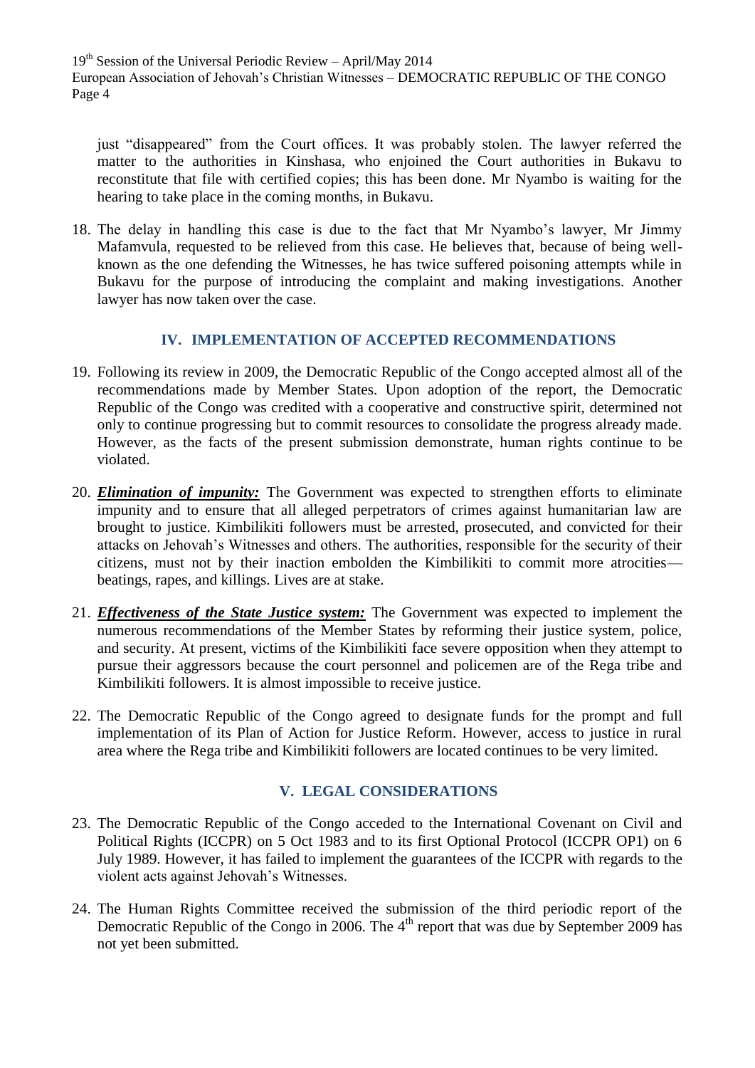just "disappeared" from the Court offices. It was probably stolen. The lawyer referred the matter to the authorities in Kinshasa, who enjoined the Court authorities in Bukavu to reconstitute that file with certified copies; this has been done. Mr Nyambo is waiting for the hearing to take place in the coming months, in Bukavu.

18. The delay in handling this case is due to the fact that Mr Nyambo's lawyer, Mr Jimmy Mafamvula, requested to be relieved from this case. He believes that, because of being well-known as the one defending the Witnesses, he has twice suffered poisoning attempts while in Bukavu for the purpose of introducing the complaint and making investigations. Another lawyer has now taken over the case.

## IV. IMPLEMENTATION OF ACCEPTED RECOMMENDATIONS

19. Following its review in 2009, the Democratic Republic of the Congo accepted almost all of the recommendations made by Member States. Upon adoption of the report, the Democratic Republic of the Congo was credited with a cooperative and constructive spirit, determined not only to continue progressing but to commit resources to consolidate the progress already made. However, as the facts of the present submission demonstrate, human rights continue to be violated.

20. ***Elimination of impunity:*** The Government was expected to strengthen efforts to eliminate impunity and to ensure that all alleged perpetrators of crimes against humanitarian law are brought to justice. Kimbilikiti followers must be arrested, prosecuted, and convicted for their attacks on Jehovah's Witnesses and others. The authorities, responsible for the security of their citizens, must not by their inaction embolden the Kimbilikiti to commit more atrocities—beatings, rapes, and killings. Lives are at stake.

21. ***Effectiveness of the State Justice system:*** The Government was expected to implement the numerous recommendations of the Member States by reforming their justice system, police, and security. At present, victims of the Kimbilikiti face severe opposition when they attempt to pursue their aggressors because the court personnel and policemen are of the Rega tribe and Kimbilikiti followers. It is almost impossible to receive justice.

22. The Democratic Republic of the Congo agreed to designate funds for the prompt and full implementation of its Plan of Action for Justice Reform. However, access to justice in rural area where the Rega tribe and Kimbilikiti followers are located continues to be very limited.

## V. LEGAL CONSIDERATIONS

23. The Democratic Republic of the Congo acceded to the International Covenant on Civil and Political Rights (ICCPR) on 5 Oct 1983 and to its first Optional Protocol (ICCPR OP1) on 6 July 1989. However, it has failed to implement the guarantees of the ICCPR with regards to the violent acts against Jehovah's Witnesses.

24. The Human Rights Committee received the submission of the third periodic report of the Democratic Republic of the Congo in 2006. The 4th report that was due by September 2009 has not yet been submitted.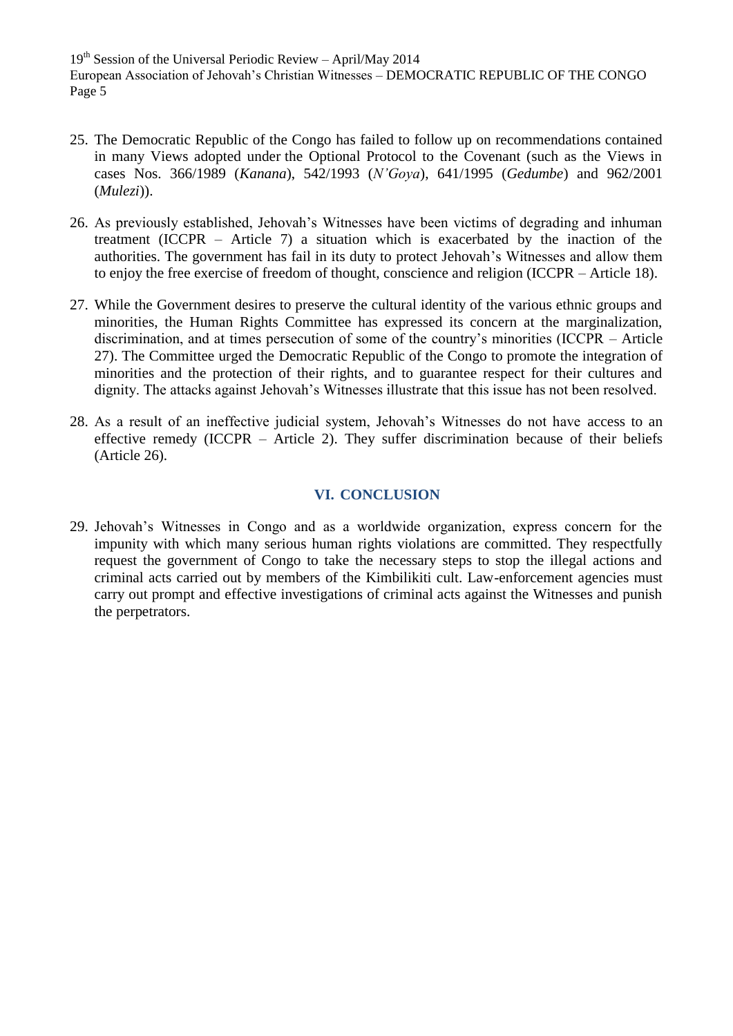25. The Democratic Republic of the Congo has failed to follow up on recommendations contained in many Views adopted under the Optional Protocol to the Covenant (such as the Views in cases Nos. 366/1989 (*Kanana*), 542/1993 (*N'Goya*), 641/1995 (*Gedumbe*) and 962/2001 (*Mulezi*)).

26. As previously established, Jehovah's Witnesses have been victims of degrading and inhuman treatment (ICCPR – Article 7) a situation which is exacerbated by the inaction of the authorities. The government has fail in its duty to protect Jehovah's Witnesses and allow them to enjoy the free exercise of freedom of thought, conscience and religion (ICCPR – Article 18).

27. While the Government desires to preserve the cultural identity of the various ethnic groups and minorities, the Human Rights Committee has expressed its concern at the marginalization, discrimination, and at times persecution of some of the country's minorities (ICCPR – Article 27). The Committee urged the Democratic Republic of the Congo to promote the integration of minorities and the protection of their rights, and to guarantee respect for their cultures and dignity. The attacks against Jehovah's Witnesses illustrate that this issue has not been resolved.

28. As a result of an ineffective judicial system, Jehovah's Witnesses do not have access to an effective remedy (ICCPR – Article 2). They suffer discrimination because of their beliefs (Article 26).

## VI. CONCLUSION

29. Jehovah's Witnesses in Congo and as a worldwide organization, express concern for the impunity with which many serious human rights violations are committed. They respectfully request the government of Congo to take the necessary steps to stop the illegal actions and criminal acts carried out by members of the Kimbilikiti cult. Law-enforcement agencies must carry out prompt and effective investigations of criminal acts against the Witnesses and punish the perpetrators.